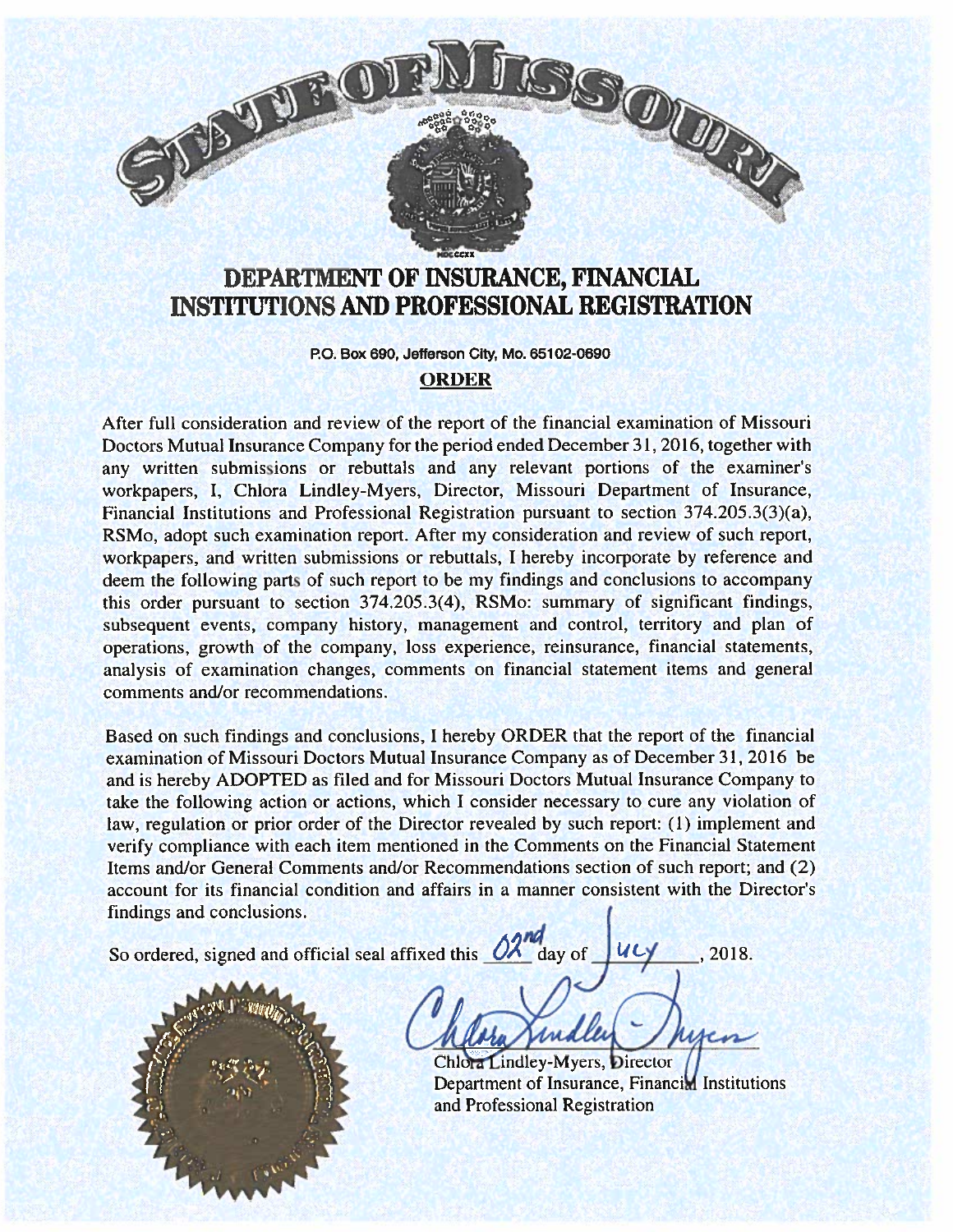# STATE OF MISSOURI

## DEPARTMENT OF INSURANCE, FINANCIAL INSTITUTIONS AND PROFESSIONAL REGISTRATION

P.O. Box 690, Jefferson City, Mo. 65102-0690

**ORDER**

After full consideration and review of the report of the financial examination of Missouri Doctors Mutual Insurance Company for the period ended December 31, 2016, together with any written submissions or rebuttals and any relevant portions of the examiner's workpapers, I, Chlora Lindley-Myers, Director, Missouri Department of Insurance, Financial Institutions and Professional Registration pursuant to section 374.205.3(3)(a), RSMo, adopt such examination report. After my consideration and review of such report, workpapers, and written submissions or rebuttals, I hereby incorporate by reference and deem the following parts of such report to be my findings and conclusions to accompany this order pursuant to section 374.205.3(4), RSMo: summary of significant findings, subsequent events, company history, management and control, territory and plan of operations, growth of the company, loss experience, reinsurance, financial statements, analysis of examination changes, comments on financial statement items and general comments and/or recommendations.

Based on such findings and conclusions, I hereby ORDER that the report of the financial examination of Missouri Doctors Mutual Insurance Company as of December 31, 2016 be and is hereby ADOPTED as filed and for Missouri Doctors Mutual Insurance Company to take the following action or actions, which I consider necessary to cure any violation of law, regulation or prior order of the Director revealed by such report: (1) implement and verify compliance with each item mentioned in the Comments on the Financial Statement Items and/or General Comments and/or Recommendations section of such report; and (2) account for its financial condition and affairs in a manner consistent with the Director's findings and conclusions.

So ordered, signed and official seal affixed this 02nd day of July, 2018.

Chlora Lindley-Myers, Director
Department of Insurance, Financial Institutions and Professional Registration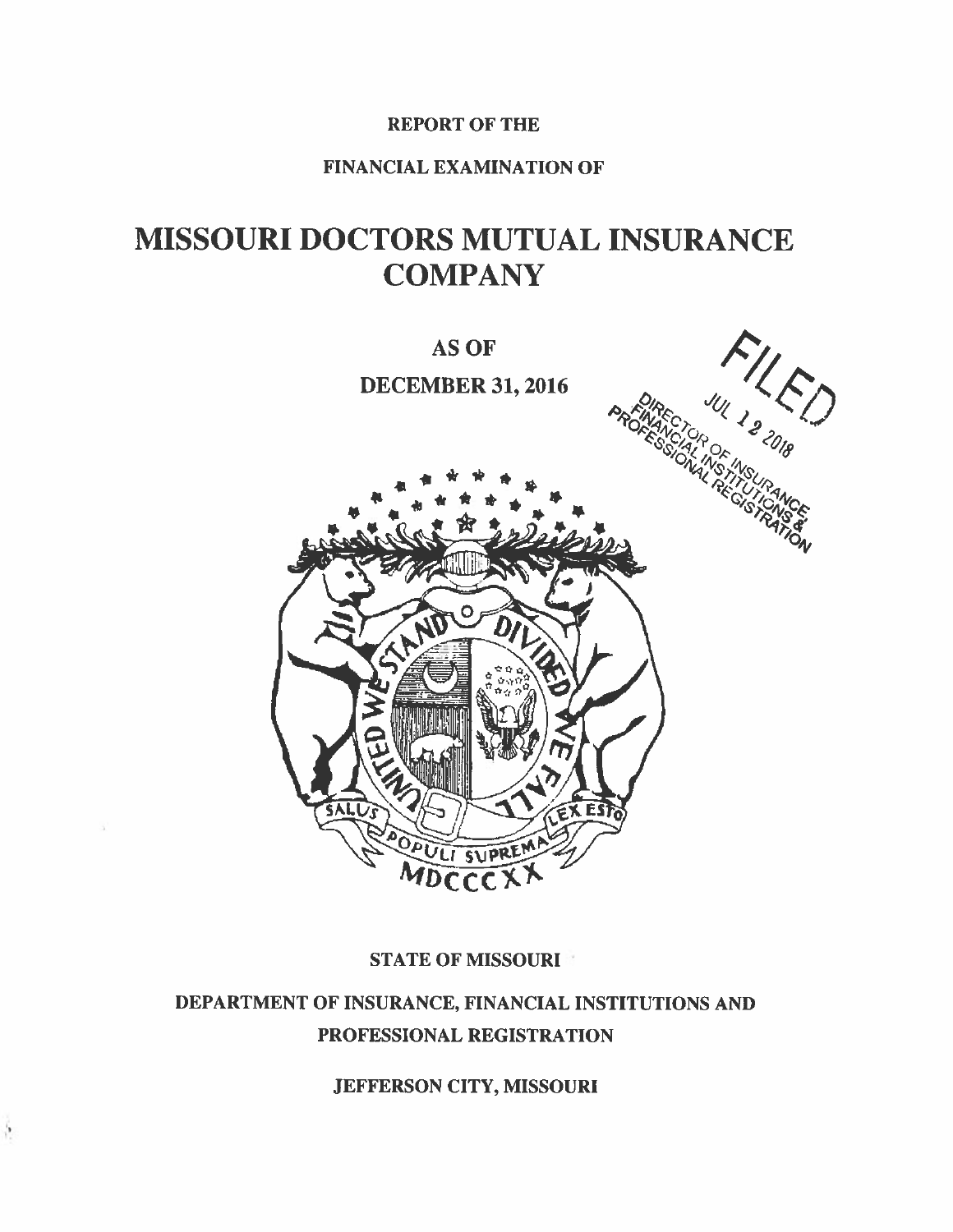REPORT OF THE

FINANCIAL EXAMINATION OF

# MISSOURI DOCTORS MUTUAL INSURANCE COMPANY

AS OF

DECEMBER 31, 2016

FILED
JUL 12 2018
DIRECTOR OF INSURANCE, FINANCIAL INSTITUTIONS & PROFESSIONAL REGISTRATION

STATE OF MISSOURI

DEPARTMENT OF INSURANCE, FINANCIAL INSTITUTIONS AND PROFESSIONAL REGISTRATION

JEFFERSON CITY, MISSOURI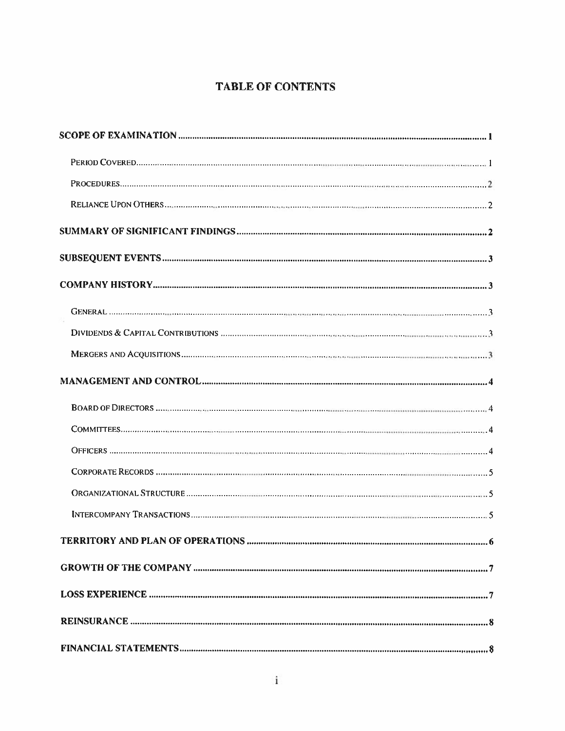# TABLE OF CONTENTS

| | |
|---|---|
| **SCOPE OF EXAMINATION** | **1** |
| Period Covered | 1 |
| Procedures | 2 |
| Reliance Upon Others | 2 |
| **SUMMARY OF SIGNIFICANT FINDINGS** | **2** |
| **SUBSEQUENT EVENTS** | **3** |
| **COMPANY HISTORY** | **3** |
| General | 3 |
| Dividends & Capital Contributions | 3 |
| Mergers and Acquisitions | 3 |
| **MANAGEMENT AND CONTROL** | **4** |
| Board of Directors | 4 |
| Committees | 4 |
| Officers | 4 |
| Corporate Records | 5 |
| Organizational Structure | 5 |
| Intercompany Transactions | 5 |
| **TERRITORY AND PLAN OF OPERATIONS** | **6** |
| **GROWTH OF THE COMPANY** | **7** |
| **LOSS EXPERIENCE** | **7** |
| **REINSURANCE** | **8** |
| **FINANCIAL STATEMENTS** | **8** |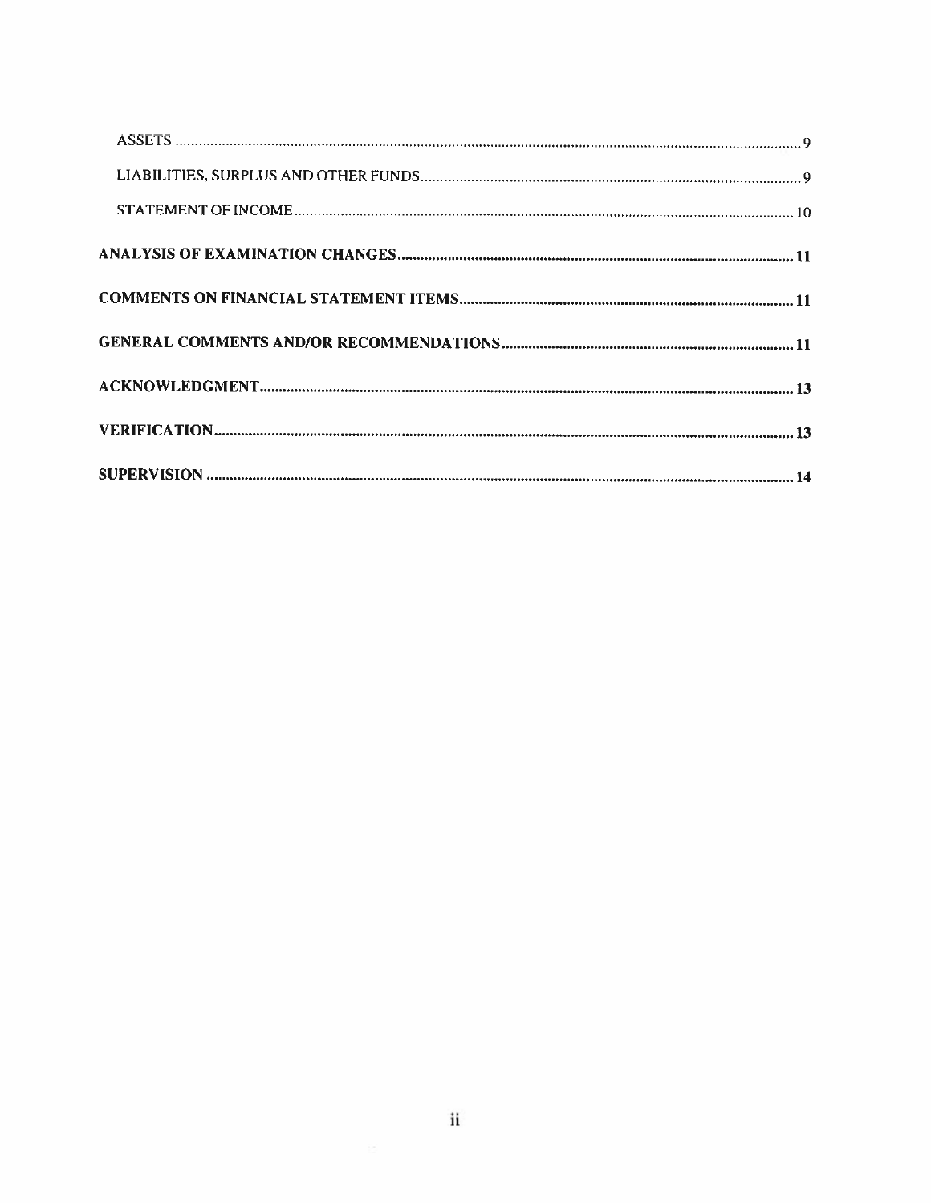ASSETS ........................................................................................................................................................ 9

LIABILITIES, SURPLUS AND OTHER FUNDS ............................................................................................. 9

STATEMENT OF INCOME ........................................................................................................................... 10

**ANALYSIS OF EXAMINATION CHANGES ........................................................................................... 11**

**COMMENTS ON FINANCIAL STATEMENT ITEMS ............................................................................. 11**

**GENERAL COMMENTS AND/OR RECOMMENDATIONS .................................................................... 11**

**ACKNOWLEDGMENT ................................................................................................................................ 13**

**VERIFICATION ........................................................................................................................................... 13**

**SUPERVISION ............................................................................................................................................. 14**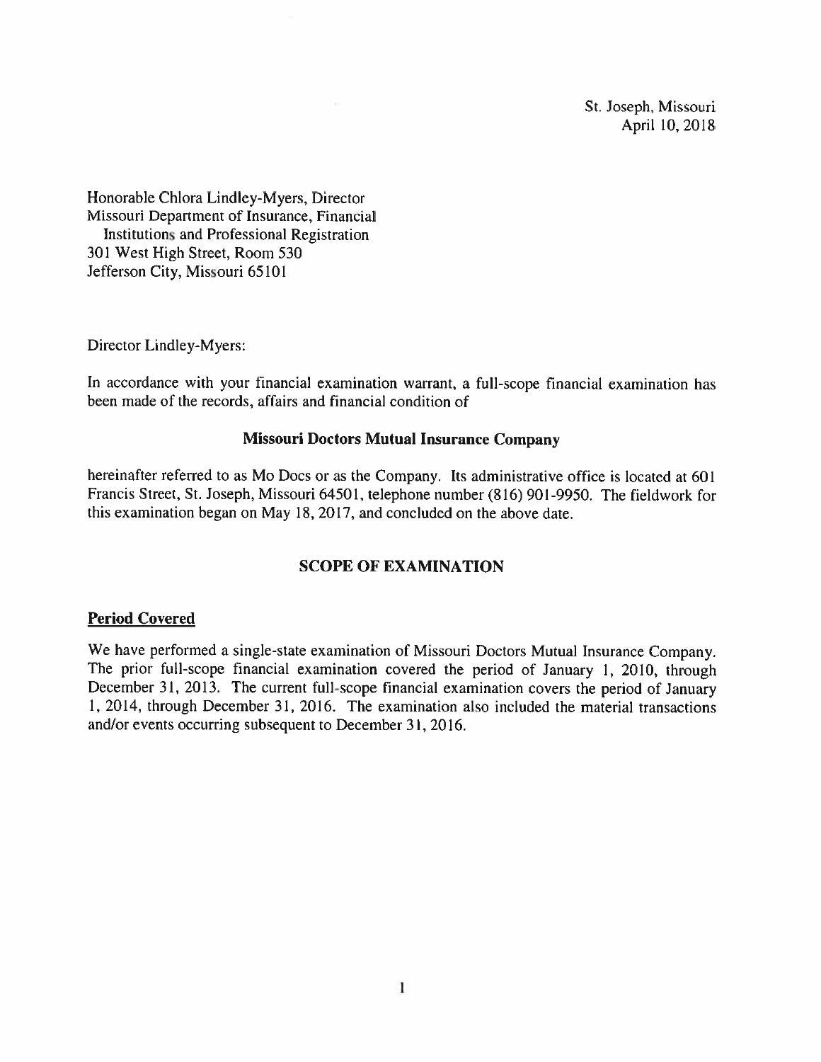St. Joseph, Missouri
April 10, 2018

Honorable Chlora Lindley-Myers, Director
Missouri Department of Insurance, Financial
Institutions and Professional Registration
301 West High Street, Room 530
Jefferson City, Missouri 65101

Director Lindley-Myers:

In accordance with your financial examination warrant, a full-scope financial examination has been made of the records, affairs and financial condition of

**Missouri Doctors Mutual Insurance Company**

hereinafter referred to as Mo Docs or as the Company. Its administrative office is located at 601 Francis Street, St. Joseph, Missouri 64501, telephone number (816) 901-9950. The fieldwork for this examination began on May 18, 2017, and concluded on the above date.

## SCOPE OF EXAMINATION

### Period Covered

We have performed a single-state examination of Missouri Doctors Mutual Insurance Company. The prior full-scope financial examination covered the period of January 1, 2010, through December 31, 2013. The current full-scope financial examination covers the period of January 1, 2014, through December 31, 2016. The examination also included the material transactions and/or events occurring subsequent to December 31, 2016.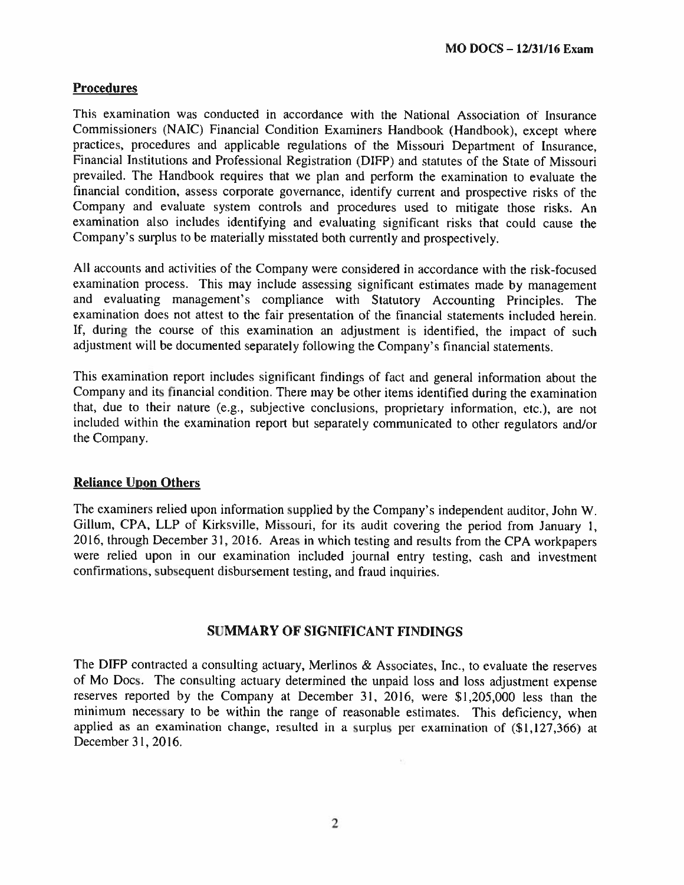## Procedures

This examination was conducted in accordance with the National Association of Insurance Commissioners (NAIC) Financial Condition Examiners Handbook (Handbook), except where practices, procedures and applicable regulations of the Missouri Department of Insurance, Financial Institutions and Professional Registration (DIFP) and statutes of the State of Missouri prevailed. The Handbook requires that we plan and perform the examination to evaluate the financial condition, assess corporate governance, identify current and prospective risks of the Company and evaluate system controls and procedures used to mitigate those risks. An examination also includes identifying and evaluating significant risks that could cause the Company's surplus to be materially misstated both currently and prospectively.

All accounts and activities of the Company were considered in accordance with the risk-focused examination process. This may include assessing significant estimates made by management and evaluating management's compliance with Statutory Accounting Principles. The examination does not attest to the fair presentation of the financial statements included herein. If, during the course of this examination an adjustment is identified, the impact of such adjustment will be documented separately following the Company's financial statements.

This examination report includes significant findings of fact and general information about the Company and its financial condition. There may be other items identified during the examination that, due to their nature (e.g., subjective conclusions, proprietary information, etc.), are not included within the examination report but separately communicated to other regulators and/or the Company.

## Reliance Upon Others

The examiners relied upon information supplied by the Company's independent auditor, John W. Gillum, CPA, LLP of Kirksville, Missouri, for its audit covering the period from January 1, 2016, through December 31, 2016. Areas in which testing and results from the CPA workpapers were relied upon in our examination included journal entry testing, cash and investment confirmations, subsequent disbursement testing, and fraud inquiries.

# SUMMARY OF SIGNIFICANT FINDINGS

The DIFP contracted a consulting actuary, Merlinos & Associates, Inc., to evaluate the reserves of Mo Docs. The consulting actuary determined the unpaid loss and loss adjustment expense reserves reported by the Company at December 31, 2016, were $1,205,000 less than the minimum necessary to be within the range of reasonable estimates. This deficiency, when applied as an examination change, resulted in a surplus per examination of ($1,127,366) at December 31, 2016.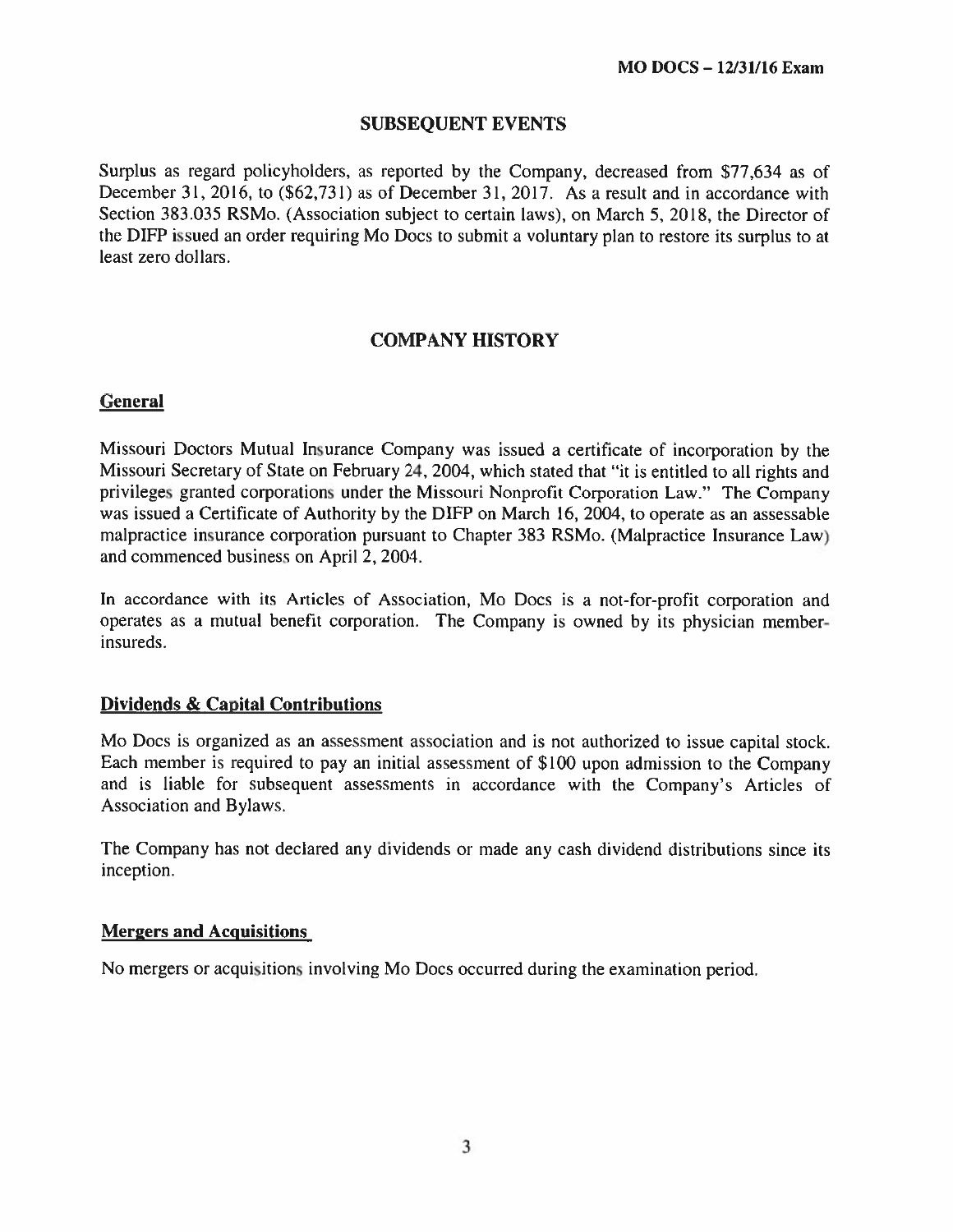## SUBSEQUENT EVENTS

Surplus as regard policyholders, as reported by the Company, decreased from $77,634 as of December 31, 2016, to ($62,731) as of December 31, 2017. As a result and in accordance with Section 383.035 RSMo. (Association subject to certain laws), on March 5, 2018, the Director of the DIFP issued an order requiring Mo Docs to submit a voluntary plan to restore its surplus to at least zero dollars.

## COMPANY HISTORY

### General

Missouri Doctors Mutual Insurance Company was issued a certificate of incorporation by the Missouri Secretary of State on February 24, 2004, which stated that "it is entitled to all rights and privileges granted corporations under the Missouri Nonprofit Corporation Law." The Company was issued a Certificate of Authority by the DIFP on March 16, 2004, to operate as an assessable malpractice insurance corporation pursuant to Chapter 383 RSMo. (Malpractice Insurance Law) and commenced business on April 2, 2004.

In accordance with its Articles of Association, Mo Docs is a not-for-profit corporation and operates as a mutual benefit corporation. The Company is owned by its physician member-insureds.

### Dividends & Capital Contributions

Mo Docs is organized as an assessment association and is not authorized to issue capital stock. Each member is required to pay an initial assessment of $100 upon admission to the Company and is liable for subsequent assessments in accordance with the Company's Articles of Association and Bylaws.

The Company has not declared any dividends or made any cash dividend distributions since its inception.

### Mergers and Acquisitions

No mergers or acquisitions involving Mo Docs occurred during the examination period.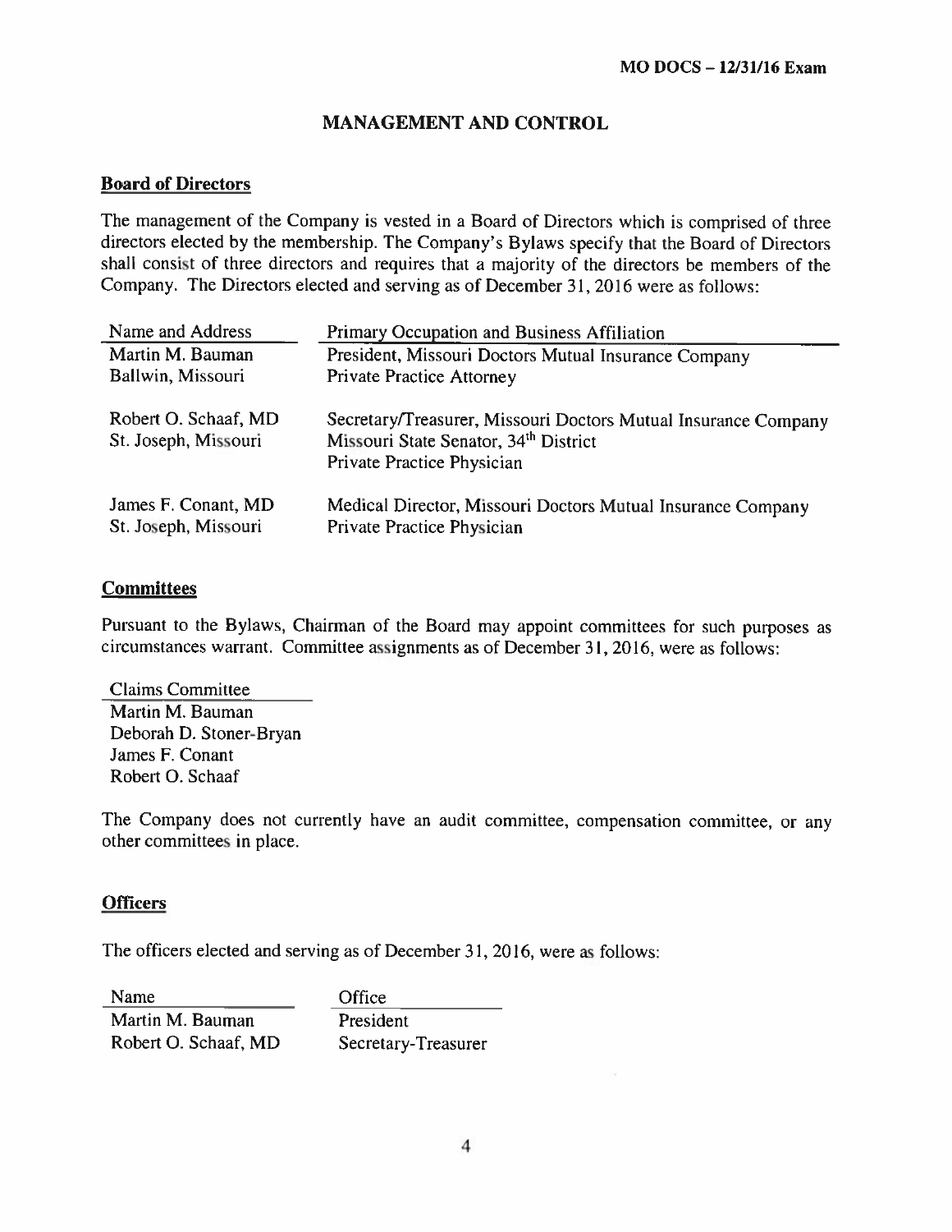## MANAGEMENT AND CONTROL

### Board of Directors

The management of the Company is vested in a Board of Directors which is comprised of three directors elected by the membership. The Company's Bylaws specify that the Board of Directors shall consist of three directors and requires that a majority of the directors be members of the Company. The Directors elected and serving as of December 31, 2016 were as follows:

| Name and Address | Primary Occupation and Business Affiliation |
|---|---|
| Martin M. Bauman<br>Ballwin, Missouri | President, Missouri Doctors Mutual Insurance Company<br>Private Practice Attorney |
| Robert O. Schaaf, MD<br>St. Joseph, Missouri | Secretary/Treasurer, Missouri Doctors Mutual Insurance Company<br>Missouri State Senator, 34th District<br>Private Practice Physician |
| James F. Conant, MD<br>St. Joseph, Missouri | Medical Director, Missouri Doctors Mutual Insurance Company<br>Private Practice Physician |

### Committees

Pursuant to the Bylaws, Chairman of the Board may appoint committees for such purposes as circumstances warrant. Committee assignments as of December 31, 2016, were as follows:

| Claims Committee |
|---|
| Martin M. Bauman |
| Deborah D. Stoner-Bryan |
| James F. Conant |
| Robert O. Schaaf |

The Company does not currently have an audit committee, compensation committee, or any other committees in place.

### Officers

The officers elected and serving as of December 31, 2016, were as follows:

| Name | Office |
|---|---|
| Martin M. Bauman | President |
| Robert O. Schaaf, MD | Secretary-Treasurer |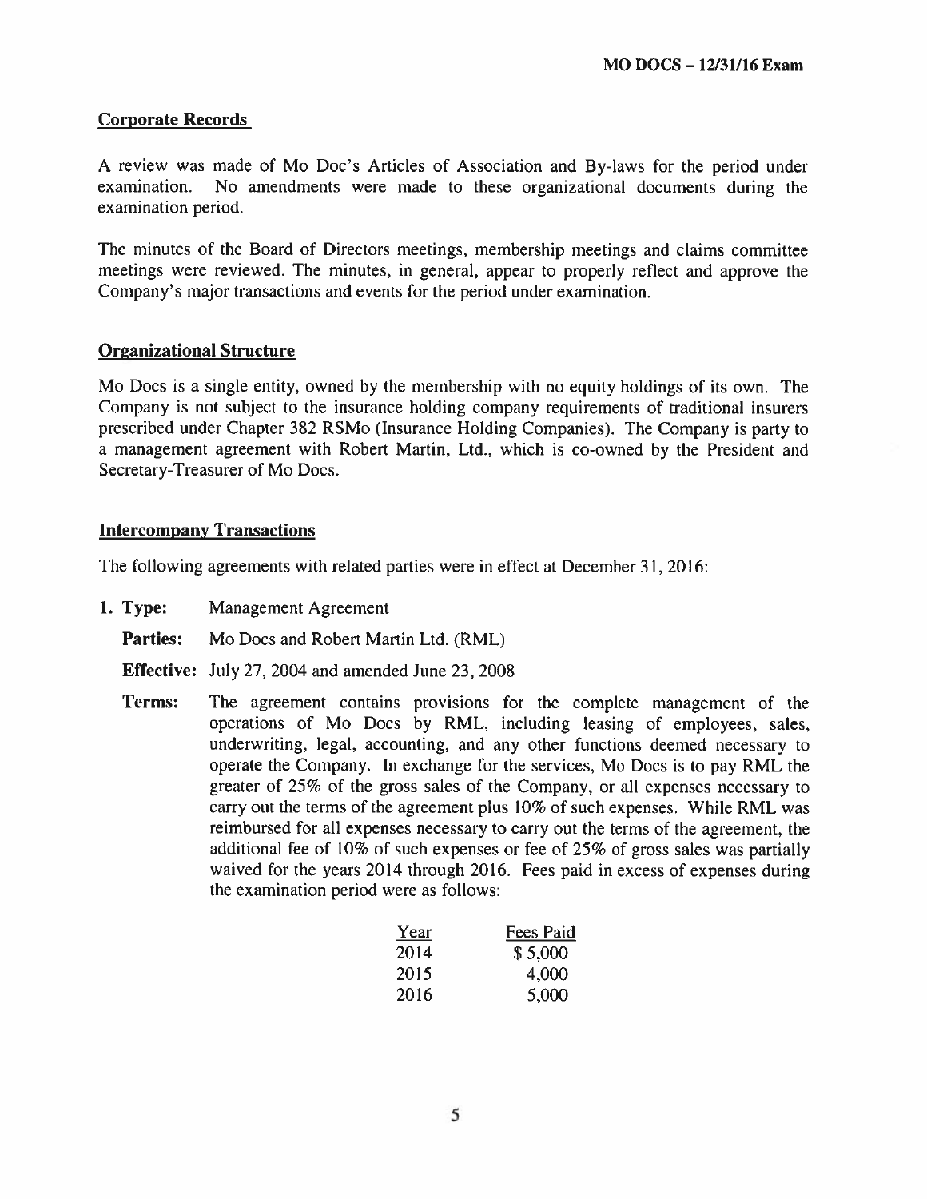## Corporate Records

A review was made of Mo Doc's Articles of Association and By-laws for the period under examination. No amendments were made to these organizational documents during the examination period.

The minutes of the Board of Directors meetings, membership meetings and claims committee meetings were reviewed. The minutes, in general, appear to properly reflect and approve the Company's major transactions and events for the period under examination.

## Organizational Structure

Mo Docs is a single entity, owned by the membership with no equity holdings of its own. The Company is not subject to the insurance holding company requirements of traditional insurers prescribed under Chapter 382 RSMo (Insurance Holding Companies). The Company is party to a management agreement with Robert Martin, Ltd., which is co-owned by the President and Secretary-Treasurer of Mo Docs.

## Intercompany Transactions

The following agreements with related parties were in effect at December 31, 2016:

1. **Type:** Management Agreement

   **Parties:** Mo Docs and Robert Martin Ltd. (RML)

   **Effective:** July 27, 2004 and amended June 23, 2008

   **Terms:** The agreement contains provisions for the complete management of the operations of Mo Docs by RML, including leasing of employees, sales, underwriting, legal, accounting, and any other functions deemed necessary to operate the Company. In exchange for the services, Mo Docs is to pay RML the greater of 25% of the gross sales of the Company, or all expenses necessary to carry out the terms of the agreement plus 10% of such expenses. While RML was reimbursed for all expenses necessary to carry out the terms of the agreement, the additional fee of 10% of such expenses or fee of 25% of gross sales was partially waived for the years 2014 through 2016. Fees paid in excess of expenses during the examination period were as follows:

| Year | Fees Paid |
|---|---|
| 2014 | $ 5,000 |
| 2015 | 4,000 |
| 2016 | 5,000 |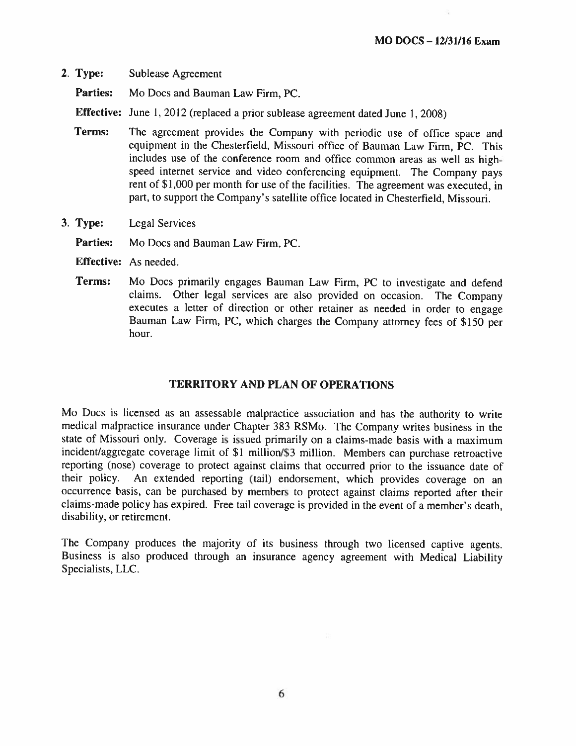2. **Type:** Sublease Agreement

   **Parties:** Mo Docs and Bauman Law Firm, PC.

   **Effective:** June 1, 2012 (replaced a prior sublease agreement dated June 1, 2008)

   **Terms:** The agreement provides the Company with periodic use of office space and equipment in the Chesterfield, Missouri office of Bauman Law Firm, PC. This includes use of the conference room and office common areas as well as high-speed internet service and video conferencing equipment. The Company pays rent of $1,000 per month for use of the facilities. The agreement was executed, in part, to support the Company's satellite office located in Chesterfield, Missouri.

3. **Type:** Legal Services

   **Parties:** Mo Docs and Bauman Law Firm, PC.

   **Effective:** As needed.

   **Terms:** Mo Docs primarily engages Bauman Law Firm, PC to investigate and defend claims. Other legal services are also provided on occasion. The Company executes a letter of direction or other retainer as needed in order to engage Bauman Law Firm, PC, which charges the Company attorney fees of $150 per hour.

## TERRITORY AND PLAN OF OPERATIONS

Mo Docs is licensed as an assessable malpractice association and has the authority to write medical malpractice insurance under Chapter 383 RSMo. The Company writes business in the state of Missouri only. Coverage is issued primarily on a claims-made basis with a maximum incident/aggregate coverage limit of $1 million/$3 million. Members can purchase retroactive reporting (nose) coverage to protect against claims that occurred prior to the issuance date of their policy. An extended reporting (tail) endorsement, which provides coverage on an occurrence basis, can be purchased by members to protect against claims reported after their claims-made policy has expired. Free tail coverage is provided in the event of a member's death, disability, or retirement.

The Company produces the majority of its business through two licensed captive agents. Business is also produced through an insurance agency agreement with Medical Liability Specialists, LLC.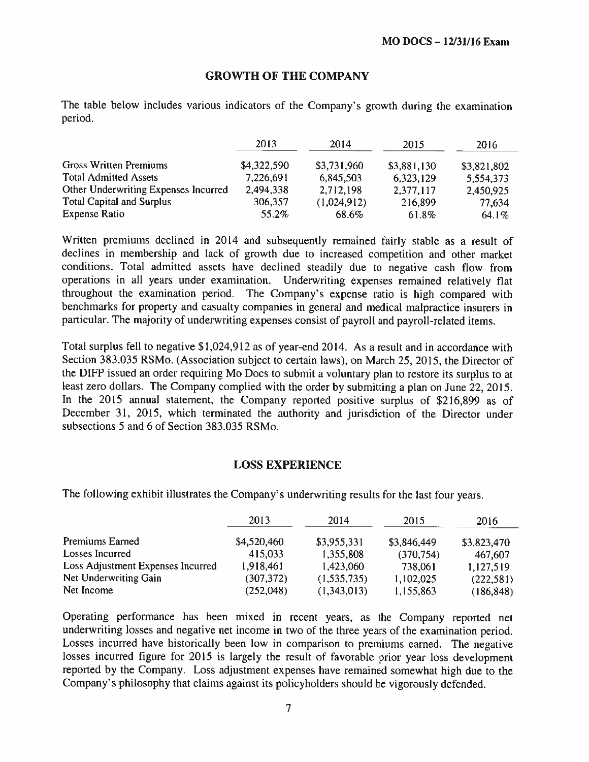## GROWTH OF THE COMPANY

The table below includes various indicators of the Company's growth during the examination period.

| | 2013 | 2014 | 2015 | 2016 |
|---|---|---|---|---|
| Gross Written Premiums | $4,322,590 | $3,731,960 | $3,881,130 | $3,821,802 |
| Total Admitted Assets | 7,226,691 | 6,845,503 | 6,323,129 | 5,554,373 |
| Other Underwriting Expenses Incurred | 2,494,338 | 2,712,198 | 2,377,117 | 2,450,925 |
| Total Capital and Surplus | 306,357 | (1,024,912) | 216,899 | 77,634 |
| Expense Ratio | 55.2% | 68.6% | 61.8% | 64.1% |

Written premiums declined in 2014 and subsequently remained fairly stable as a result of declines in membership and lack of growth due to increased competition and other market conditions. Total admitted assets have declined steadily due to negative cash flow from operations in all years under examination. Underwriting expenses remained relatively flat throughout the examination period. The Company's expense ratio is high compared with benchmarks for property and casualty companies in general and medical malpractice insurers in particular. The majority of underwriting expenses consist of payroll and payroll-related items.

Total surplus fell to negative $1,024,912 as of year-end 2014. As a result and in accordance with Section 383.035 RSMo. (Association subject to certain laws), on March 25, 2015, the Director of the DIFP issued an order requiring Mo Docs to submit a voluntary plan to restore its surplus to at least zero dollars. The Company complied with the order by submitting a plan on June 22, 2015. In the 2015 annual statement, the Company reported positive surplus of $216,899 as of December 31, 2015, which terminated the authority and jurisdiction of the Director under subsections 5 and 6 of Section 383.035 RSMo.

## LOSS EXPERIENCE

The following exhibit illustrates the Company's underwriting results for the last four years.

| | 2013 | 2014 | 2015 | 2016 |
|---|---|---|---|---|
| Premiums Earned | $4,520,460 | $3,955,331 | $3,846,449 | $3,823,470 |
| Losses Incurred | 415,033 | 1,355,808 | (370,754) | 467,607 |
| Loss Adjustment Expenses Incurred | 1,918,461 | 1,423,060 | 738,061 | 1,127,519 |
| Net Underwriting Gain | (307,372) | (1,535,735) | 1,102,025 | (222,581) |
| Net Income | (252,048) | (1,343,013) | 1,155,863 | (186,848) |

Operating performance has been mixed in recent years, as the Company reported net underwriting losses and negative net income in two of the three years of the examination period. Losses incurred have historically been low in comparison to premiums earned. The negative losses incurred figure for 2015 is largely the result of favorable prior year loss development reported by the Company. Loss adjustment expenses have remained somewhat high due to the Company's philosophy that claims against its policyholders should be vigorously defended.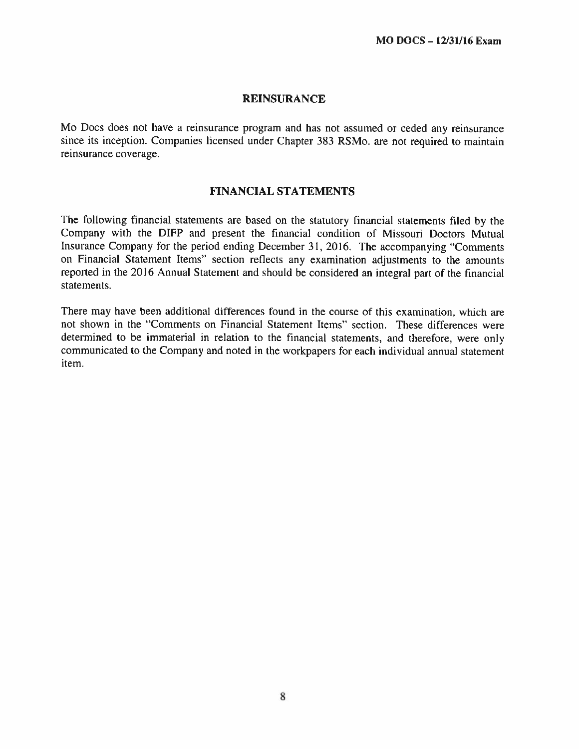## REINSURANCE

Mo Docs does not have a reinsurance program and has not assumed or ceded any reinsurance since its inception. Companies licensed under Chapter 383 RSMo. are not required to maintain reinsurance coverage.

## FINANCIAL STATEMENTS

The following financial statements are based on the statutory financial statements filed by the Company with the DIFP and present the financial condition of Missouri Doctors Mutual Insurance Company for the period ending December 31, 2016. The accompanying "Comments on Financial Statement Items" section reflects any examination adjustments to the amounts reported in the 2016 Annual Statement and should be considered an integral part of the financial statements.

There may have been additional differences found in the course of this examination, which are not shown in the "Comments on Financial Statement Items" section. These differences were determined to be immaterial in relation to the financial statements, and therefore, were only communicated to the Company and noted in the workpapers for each individual annual statement item.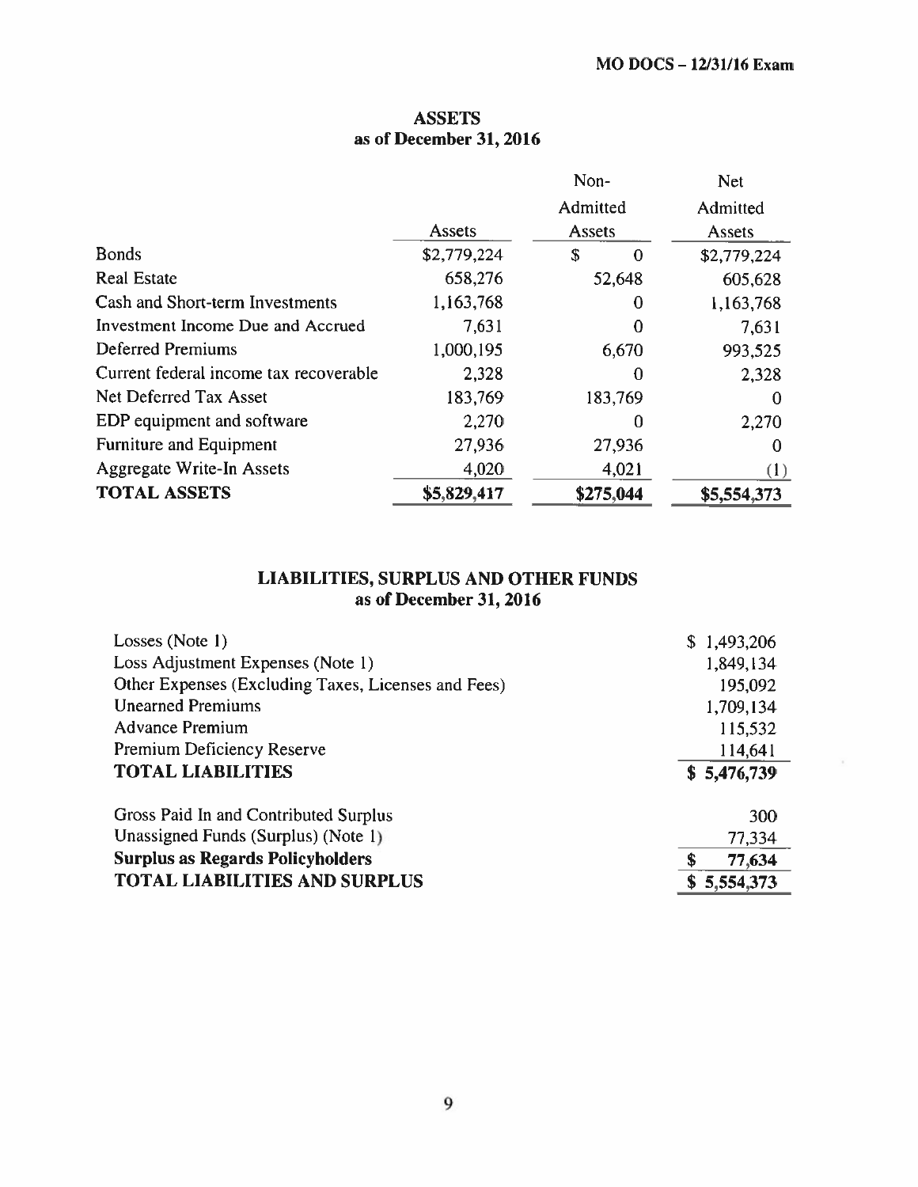## ASSETS
### as of December 31, 2016

| | Assets | Non-Admitted Assets | Net Admitted Assets |
|---|---|---|---|
| Bonds | $2,779,224 | $ 0 | $2,779,224 |
| Real Estate | 658,276 | 52,648 | 605,628 |
| Cash and Short-term Investments | 1,163,768 | 0 | 1,163,768 |
| Investment Income Due and Accrued | 7,631 | 0 | 7,631 |
| Deferred Premiums | 1,000,195 | 6,670 | 993,525 |
| Current federal income tax recoverable | 2,328 | 0 | 2,328 |
| Net Deferred Tax Asset | 183,769 | 183,769 | 0 |
| EDP equipment and software | 2,270 | 0 | 2,270 |
| Furniture and Equipment | 27,936 | 27,936 | 0 |
| Aggregate Write-In Assets | 4,020 | 4,021 | (1) |
| **TOTAL ASSETS** | **$5,829,417** | **$275,044** | **$5,554,373** |

## LIABILITIES, SURPLUS AND OTHER FUNDS
### as of December 31, 2016

| | |
|---|---|
| Losses (Note 1) | $ 1,493,206 |
| Loss Adjustment Expenses (Note 1) | 1,849,134 |
| Other Expenses (Excluding Taxes, Licenses and Fees) | 195,092 |
| Unearned Premiums | 1,709,134 |
| Advance Premium | 115,532 |
| Premium Deficiency Reserve | 114,641 |
| **TOTAL LIABILITIES** | **$ 5,476,739** |
| | |
| Gross Paid In and Contributed Surplus | 300 |
| Unassigned Funds (Surplus) (Note 1) | 77,334 |
| **Surplus as Regards Policyholders** | **$ 77,634** |
| **TOTAL LIABILITIES AND SURPLUS** | **$ 5,554,373** |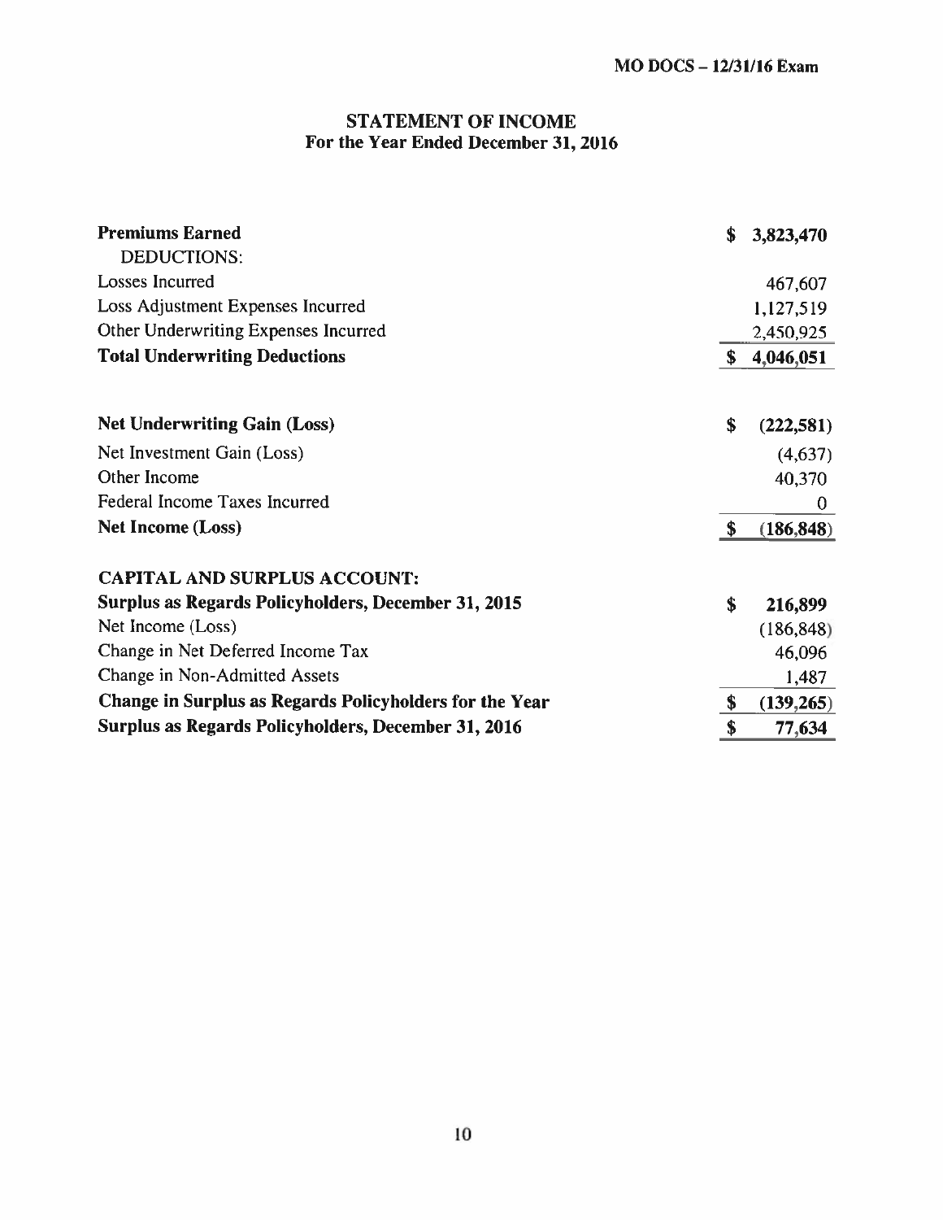## STATEMENT OF INCOME
### For the Year Ended December 31, 2016

| | |
|---|---|
| **Premiums Earned** | **$ 3,823,470** |
| DEDUCTIONS: | |
| Losses Incurred | 467,607 |
| Loss Adjustment Expenses Incurred | 1,127,519 |
| Other Underwriting Expenses Incurred | 2,450,925 |
| **Total Underwriting Deductions** | **$ 4,046,051** |
| | |
| **Net Underwriting Gain (Loss)** | **$ (222,581)** |
| Net Investment Gain (Loss) | (4,637) |
| Other Income | 40,370 |
| Federal Income Taxes Incurred | 0 |
| **Net Income (Loss)** | **$ (186,848)** |
| | |
| **CAPITAL AND SURPLUS ACCOUNT:** | |
| **Surplus as Regards Policyholders, December 31, 2015** | **$ 216,899** |
| Net Income (Loss) | (186,848) |
| Change in Net Deferred Income Tax | 46,096 |
| Change in Non-Admitted Assets | 1,487 |
| **Change in Surplus as Regards Policyholders for the Year** | **$ (139,265)** |
| **Surplus as Regards Policyholders, December 31, 2016** | **$ 77,634** |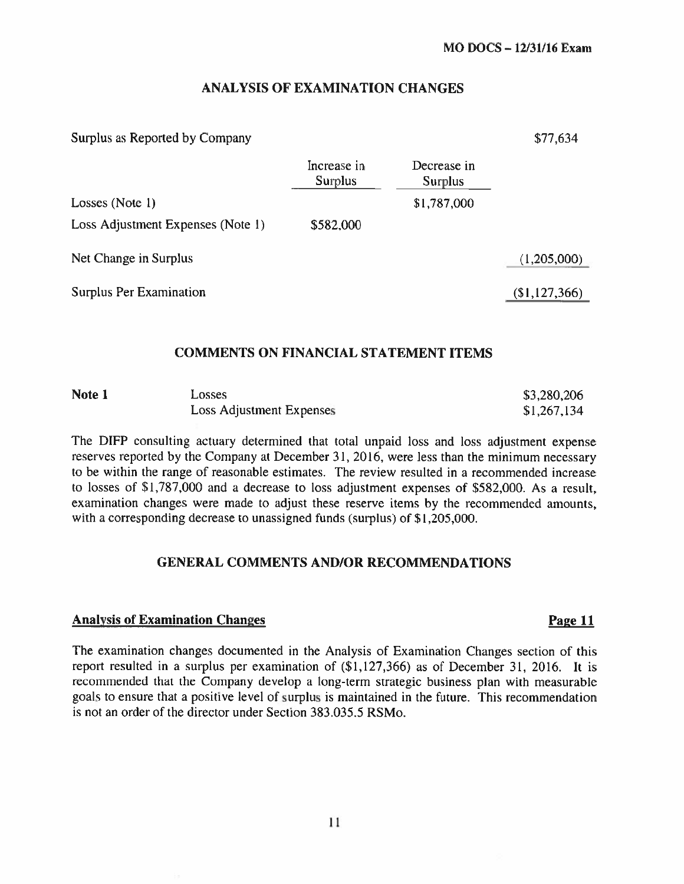## ANALYSIS OF EXAMINATION CHANGES

| | Increase in Surplus | Decrease in Surplus | |
|---|---|---|---|
| Surplus as Reported by Company | | | $77,634 |
| Losses (Note 1) | | $1,787,000 | |
| Loss Adjustment Expenses (Note 1) | $582,000 | | |
| Net Change in Surplus | | | (1,205,000) |
| Surplus Per Examination | | | ($1,127,366) |

## COMMENTS ON FINANCIAL STATEMENT ITEMS

| **Note 1** | Losses | $3,280,206 |
|---|---|---|
| | Loss Adjustment Expenses | $1,267,134 |

The DIFP consulting actuary determined that total unpaid loss and loss adjustment expense reserves reported by the Company at December 31, 2016, were less than the minimum necessary to be within the range of reasonable estimates. The review resulted in a recommended increase to losses of $1,787,000 and a decrease to loss adjustment expenses of $582,000. As a result, examination changes were made to adjust these reserve items by the recommended amounts, with a corresponding decrease to unassigned funds (surplus) of $1,205,000.

## GENERAL COMMENTS AND/OR RECOMMENDATIONS

**Analysis of Examination Changes** **Page 11**

The examination changes documented in the Analysis of Examination Changes section of this report resulted in a surplus per examination of ($1,127,366) as of December 31, 2016. It is recommended that the Company develop a long-term strategic business plan with measurable goals to ensure that a positive level of surplus is maintained in the future. This recommendation is not an order of the director under Section 383.035.5 RSMo.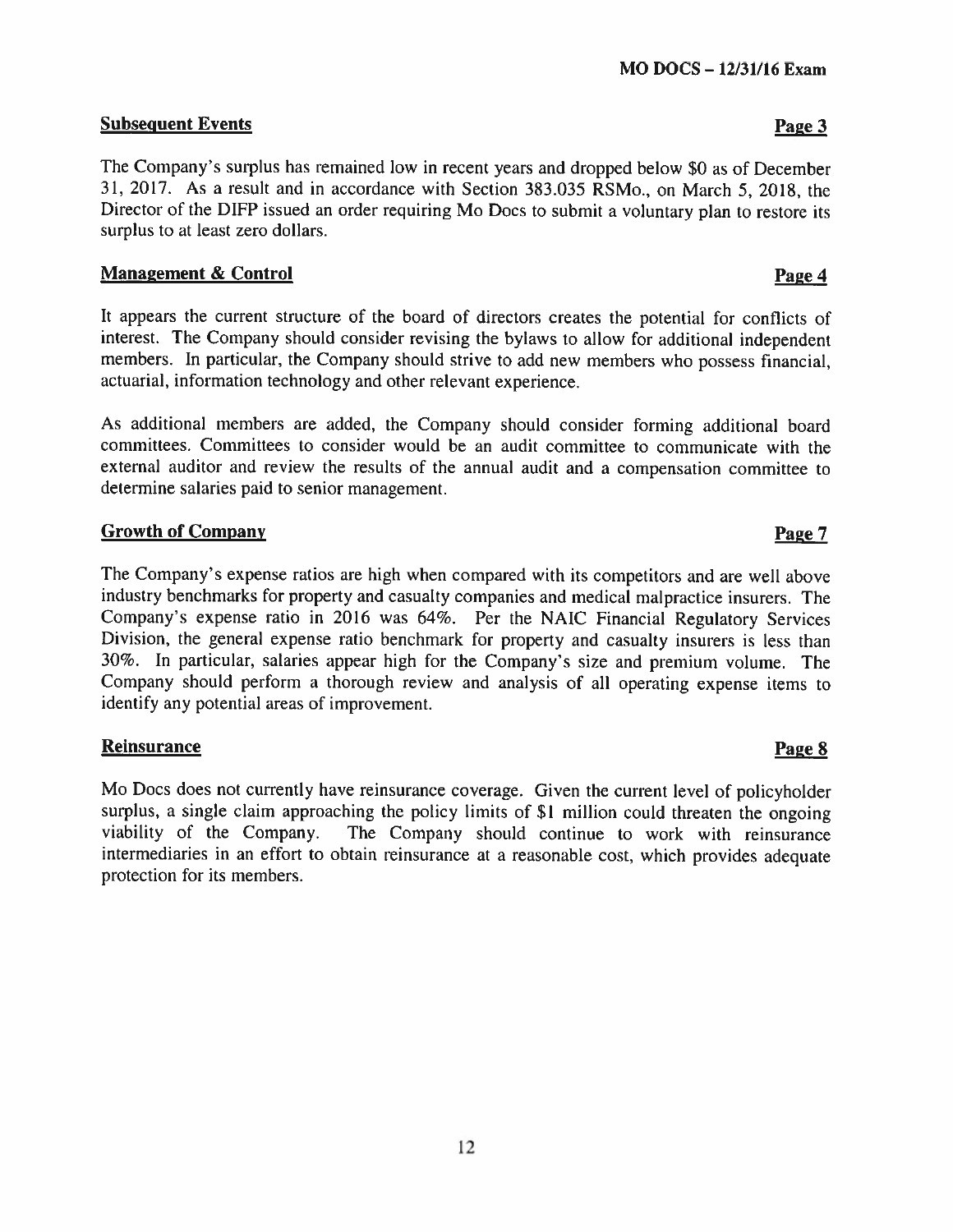**Subsequent Events** **Page 3**

The Company's surplus has remained low in recent years and dropped below \$0 as of December 31, 2017. As a result and in accordance with Section 383.035 RSMo., on March 5, 2018, the Director of the DIFP issued an order requiring Mo Docs to submit a voluntary plan to restore its surplus to at least zero dollars.

**Management & Control** **Page 4**

It appears the current structure of the board of directors creates the potential for conflicts of interest. The Company should consider revising the bylaws to allow for additional independent members. In particular, the Company should strive to add new members who possess financial, actuarial, information technology and other relevant experience.

As additional members are added, the Company should consider forming additional board committees. Committees to consider would be an audit committee to communicate with the external auditor and review the results of the annual audit and a compensation committee to determine salaries paid to senior management.

**Growth of Company** **Page 7**

The Company's expense ratios are high when compared with its competitors and are well above industry benchmarks for property and casualty companies and medical malpractice insurers. The Company's expense ratio in 2016 was 64%. Per the NAIC Financial Regulatory Services Division, the general expense ratio benchmark for property and casualty insurers is less than 30%. In particular, salaries appear high for the Company's size and premium volume. The Company should perform a thorough review and analysis of all operating expense items to identify any potential areas of improvement.

**Reinsurance** **Page 8**

Mo Docs does not currently have reinsurance coverage. Given the current level of policyholder surplus, a single claim approaching the policy limits of \$1 million could threaten the ongoing viability of the Company. The Company should continue to work with reinsurance intermediaries in an effort to obtain reinsurance at a reasonable cost, which provides adequate protection for its members.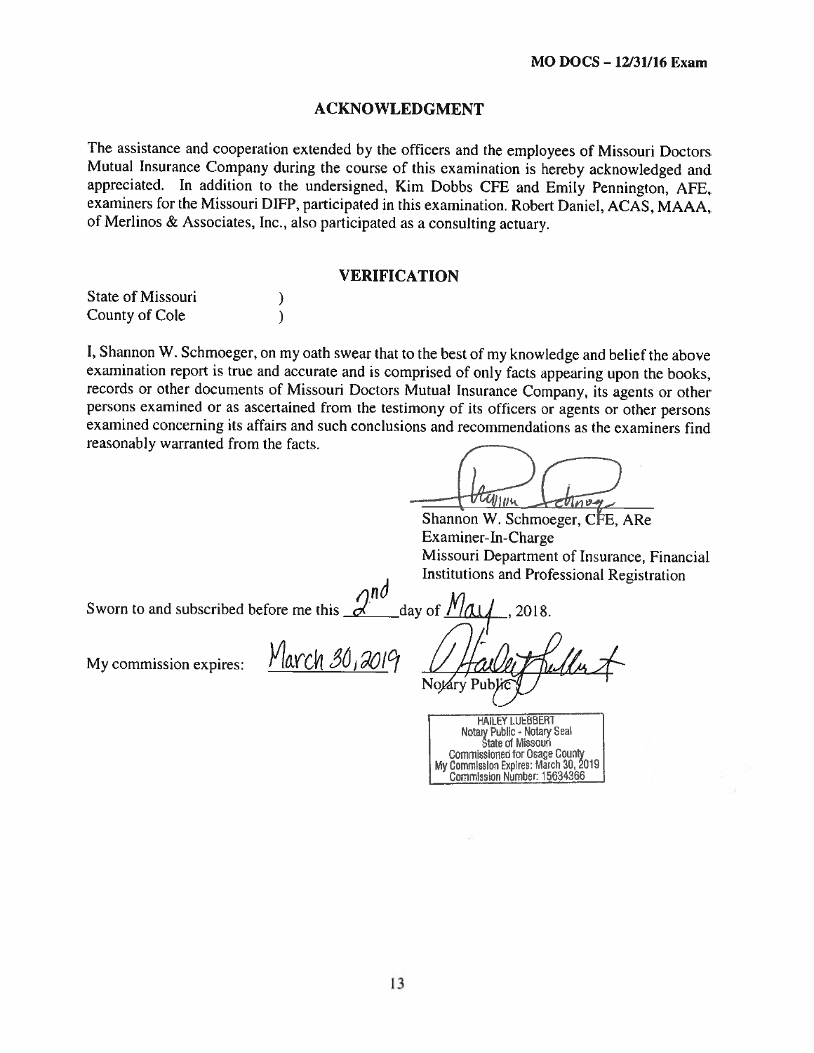## ACKNOWLEDGMENT

The assistance and cooperation extended by the officers and the employees of Missouri Doctors Mutual Insurance Company during the course of this examination is hereby acknowledged and appreciated. In addition to the undersigned, Kim Dobbs CFE and Emily Pennington, AFE, examiners for the Missouri DIFP, participated in this examination. Robert Daniel, ACAS, MAAA, of Merlinos & Associates, Inc., also participated as a consulting actuary.

## VERIFICATION

State of Missouri )
County of Cole )

I, Shannon W. Schmoeger, on my oath swear that to the best of my knowledge and belief the above examination report is true and accurate and is comprised of only facts appearing upon the books, records or other documents of Missouri Doctors Mutual Insurance Company, its agents or other persons examined or as ascertained from the testimony of its officers or agents or other persons examined concerning its affairs and such conclusions and recommendations as the examiners find reasonably warranted from the facts.

Shannon W. Schmoeger, CFE, ARe
Examiner-In-Charge
Missouri Department of Insurance, Financial Institutions and Professional Registration

Sworn to and subscribed before me this 2nd day of May, 2018.

My commission expires: March 30, 2019

Notary Public

HAILEY LUEBBERT
Notary Public - Notary Seal
State of Missouri
Commissioned for Osage County
My Commission Expires: March 30, 2019
Commission Number: 15634366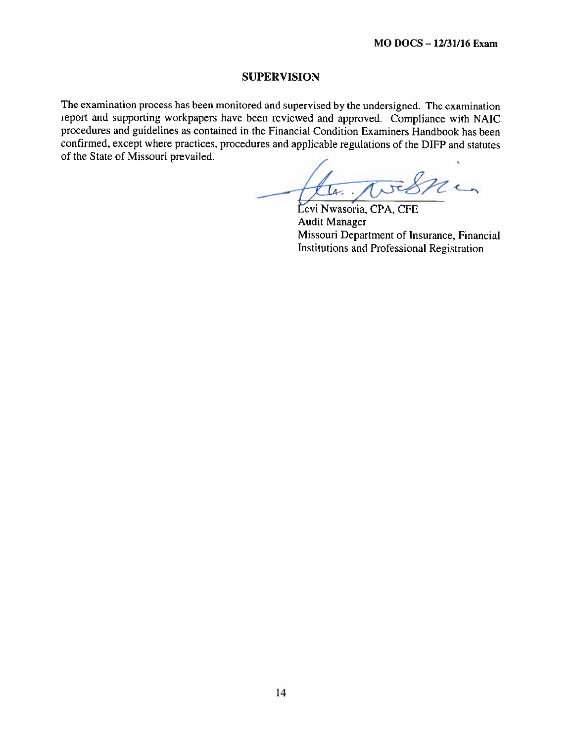## SUPERVISION

The examination process has been monitored and supervised by the undersigned. The examination report and supporting workpapers have been reviewed and approved. Compliance with NAIC procedures and guidelines as contained in the Financial Condition Examiners Handbook has been confirmed, except where practices, procedures and applicable regulations of the DIFP and statutes of the State of Missouri prevailed.

Levi Nwasoria, CPA, CFE
Audit Manager
Missouri Department of Insurance, Financial Institutions and Professional Registration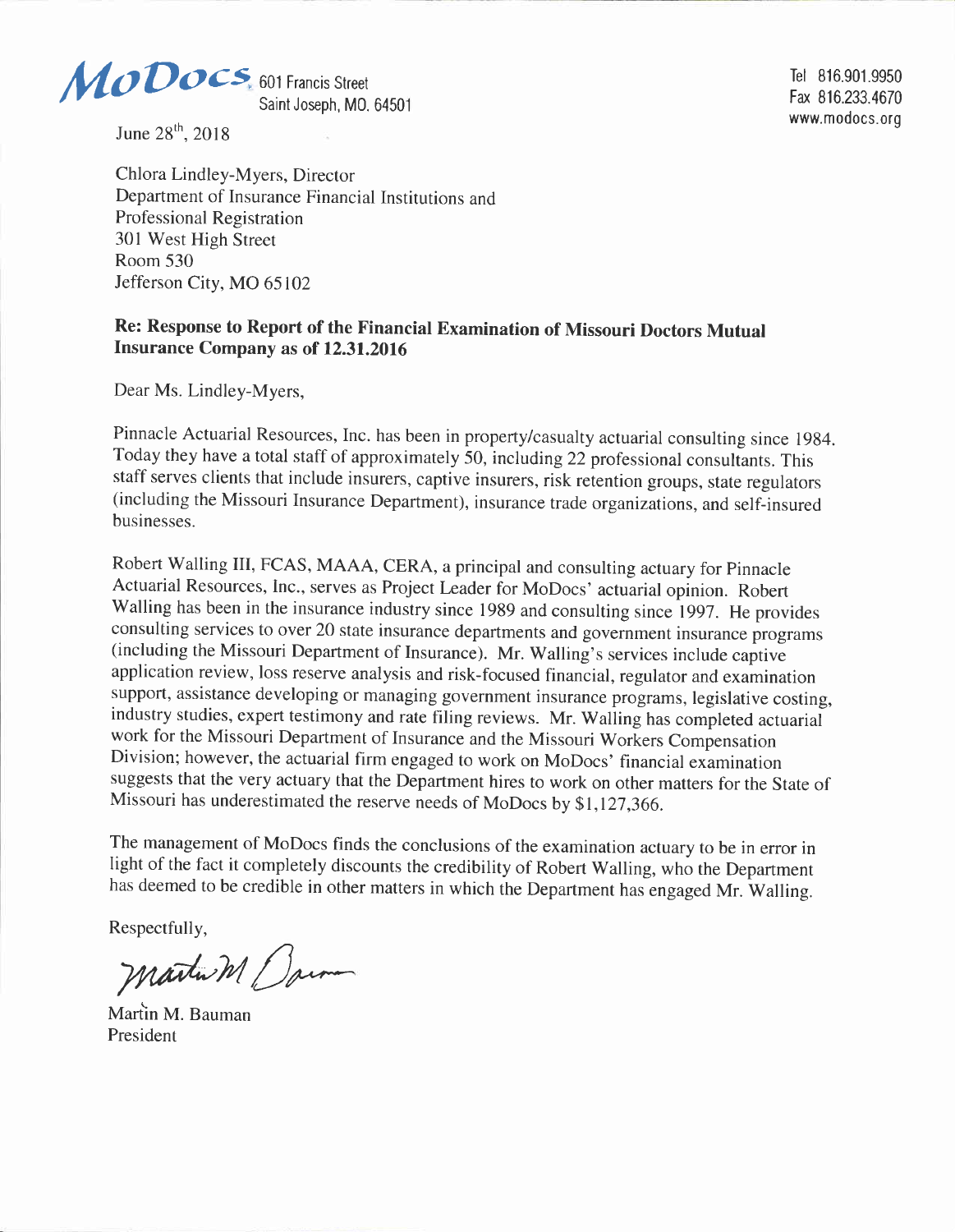**MoDocs** 601 Francis Street
Saint Joseph, MO. 64501

Tel 816.901.9950
Fax 816.233.4670
www.modocs.org

June 28th, 2018

Chlora Lindley-Myers, Director
Department of Insurance Financial Institutions and
Professional Registration
301 West High Street
Room 530
Jefferson City, MO 65102

**Re: Response to Report of the Financial Examination of Missouri Doctors Mutual Insurance Company as of 12.31.2016**

Dear Ms. Lindley-Myers,

Pinnacle Actuarial Resources, Inc. has been in property/casualty actuarial consulting since 1984. Today they have a total staff of approximately 50, including 22 professional consultants. This staff serves clients that include insurers, captive insurers, risk retention groups, state regulators (including the Missouri Insurance Department), insurance trade organizations, and self-insured businesses.

Robert Walling III, FCAS, MAAA, CERA, a principal and consulting actuary for Pinnacle Actuarial Resources, Inc., serves as Project Leader for MoDocs' actuarial opinion. Robert Walling has been in the insurance industry since 1989 and consulting since 1997. He provides consulting services to over 20 state insurance departments and government insurance programs (including the Missouri Department of Insurance). Mr. Walling's services include captive application review, loss reserve analysis and risk-focused financial, regulator and examination support, assistance developing or managing government insurance programs, legislative costing, industry studies, expert testimony and rate filing reviews. Mr. Walling has completed actuarial work for the Missouri Department of Insurance and the Missouri Workers Compensation Division; however, the actuarial firm engaged to work on MoDocs' financial examination suggests that the very actuary that the Department hires to work on other matters for the State of Missouri has underestimated the reserve needs of MoDocs by $1,127,366.

The management of MoDocs finds the conclusions of the examination actuary to be in error in light of the fact it completely discounts the credibility of Robert Walling, who the Department has deemed to be credible in other matters in which the Department has engaged Mr. Walling.

Respectfully,

Martin M. Bauman

Martin M. Bauman
President